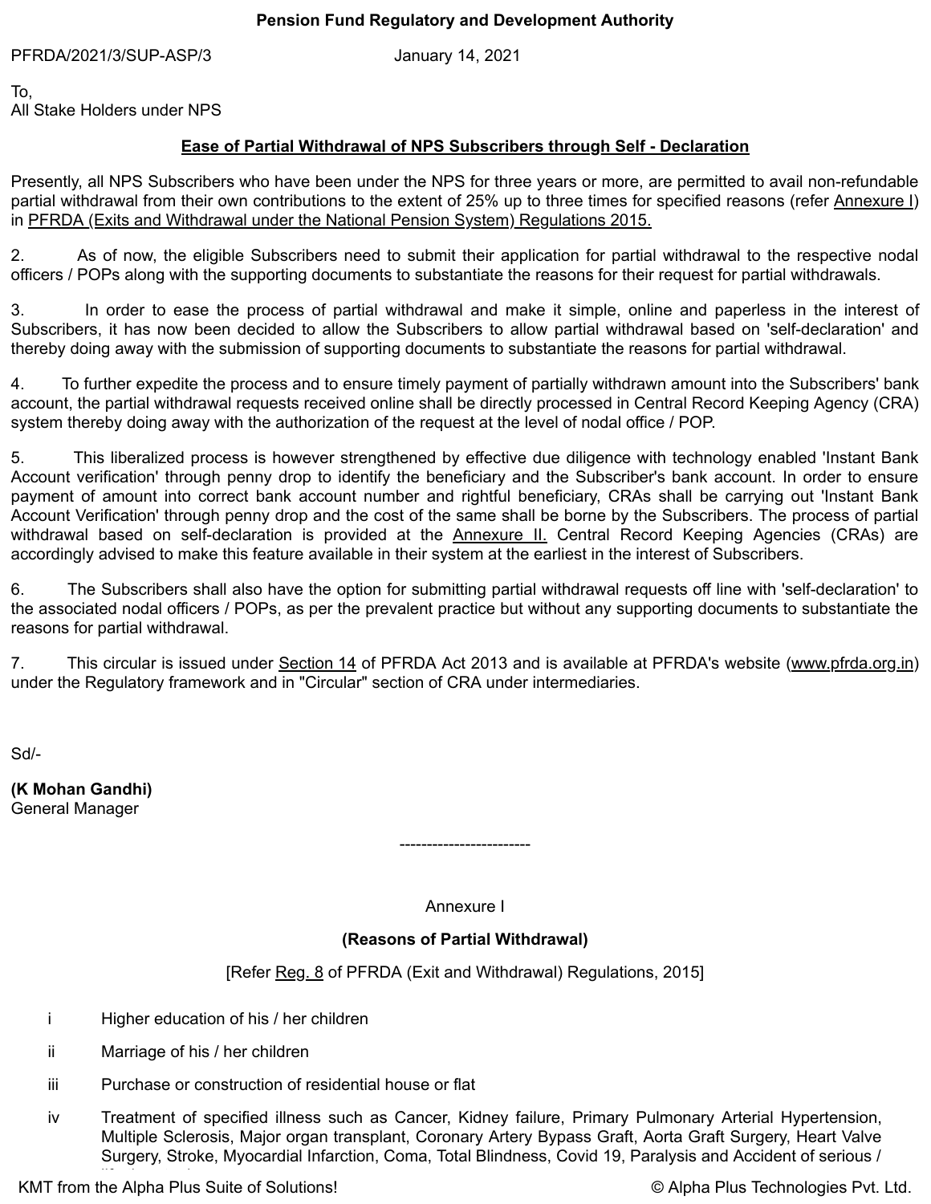**Pension Fund Regulatory and Development Authority**

PFRDA/2021/3/SUP-ASP/3 January 14, 2021

To,
All Stake Holders under NPS

**Ease of Partial Withdrawal of NPS Subscribers through Self - Declaration**

Presently, all NPS Subscribers who have been under the NPS for three years or more, are permitted to avail non-refundable partial withdrawal from their own contributions to the extent of 25% up to three times for specified reasons (refer Annexure I) in PFRDA (Exits and Withdrawal under the National Pension System) Regulations 2015.

2. As of now, the eligible Subscribers need to submit their application for partial withdrawal to the respective nodal officers / POPs along with the supporting documents to substantiate the reasons for their request for partial withdrawals.

3. In order to ease the process of partial withdrawal and make it simple, online and paperless in the interest of Subscribers, it has now been decided to allow the Subscribers to allow partial withdrawal based on 'self-declaration' and thereby doing away with the submission of supporting documents to substantiate the reasons for partial withdrawal.

4. To further expedite the process and to ensure timely payment of partially withdrawn amount into the Subscribers' bank account, the partial withdrawal requests received online shall be directly processed in Central Record Keeping Agency (CRA) system thereby doing away with the authorization of the request at the level of nodal office / POP.

5. This liberalized process is however strengthened by effective due diligence with technology enabled 'Instant Bank Account verification' through penny drop to identify the beneficiary and the Subscriber's bank account. In order to ensure payment of amount into correct bank account number and rightful beneficiary, CRAs shall be carrying out 'Instant Bank Account Verification' through penny drop and the cost of the same shall be borne by the Subscribers. The process of partial withdrawal based on self-declaration is provided at the Annexure II. Central Record Keeping Agencies (CRAs) are accordingly advised to make this feature available in their system at the earliest in the interest of Subscribers.

6. The Subscribers shall also have the option for submitting partial withdrawal requests off line with 'self-declaration' to the associated nodal officers / POPs, as per the prevalent practice but without any supporting documents to substantiate the reasons for partial withdrawal.

7. This circular is issued under Section 14 of PFRDA Act 2013 and is available at PFRDA's website (www.pfrda.org.in) under the Regulatory framework and in "Circular" section of CRA under intermediaries.

Sd/-

**(K Mohan Gandhi)**
General Manager

------------------------

Annexure I

**(Reasons of Partial Withdrawal)**

[Refer Reg. 8 of PFRDA (Exit and Withdrawal) Regulations, 2015]

- i Higher education of his / her children
- ii Marriage of his / her children
- iii Purchase or construction of residential house or flat
- iv Treatment of specified illness such as Cancer, Kidney failure, Primary Pulmonary Arterial Hypertension, Multiple Sclerosis, Major organ transplant, Coronary Artery Bypass Graft, Aorta Graft Surgery, Heart Valve Surgery, Stroke, Myocardial Infarction, Coma, Total Blindness, Covid 19, Paralysis and Accident of serious /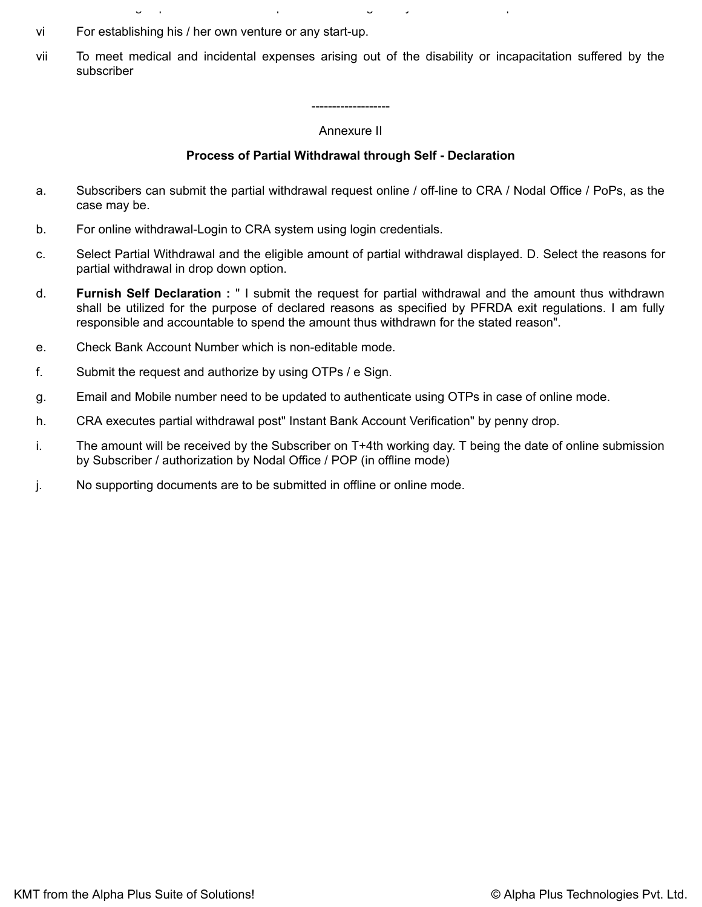vi For establishing his / her own venture or any start-up.

vii To meet medical and incidental expenses arising out of the disability or incapacitation suffered by the subscriber

-------------------

Annexure II

**Process of Partial Withdrawal through Self - Declaration**

a. Subscribers can submit the partial withdrawal request online / off-line to CRA / Nodal Office / PoPs, as the case may be.

b. For online withdrawal-Login to CRA system using login credentials.

c. Select Partial Withdrawal and the eligible amount of partial withdrawal displayed. D. Select the reasons for partial withdrawal in drop down option.

d. **Furnish Self Declaration :** " I submit the request for partial withdrawal and the amount thus withdrawn shall be utilized for the purpose of declared reasons as specified by PFRDA exit regulations. I am fully responsible and accountable to spend the amount thus withdrawn for the stated reason".

e. Check Bank Account Number which is non-editable mode.

f. Submit the request and authorize by using OTPs / e Sign.

g. Email and Mobile number need to be updated to authenticate using OTPs in case of online mode.

h. CRA executes partial withdrawal post" Instant Bank Account Verification" by penny drop.

i. The amount will be received by the Subscriber on T+4th working day. T being the date of online submission by Subscriber / authorization by Nodal Office / POP (in offline mode)

j. No supporting documents are to be submitted in offline or online mode.